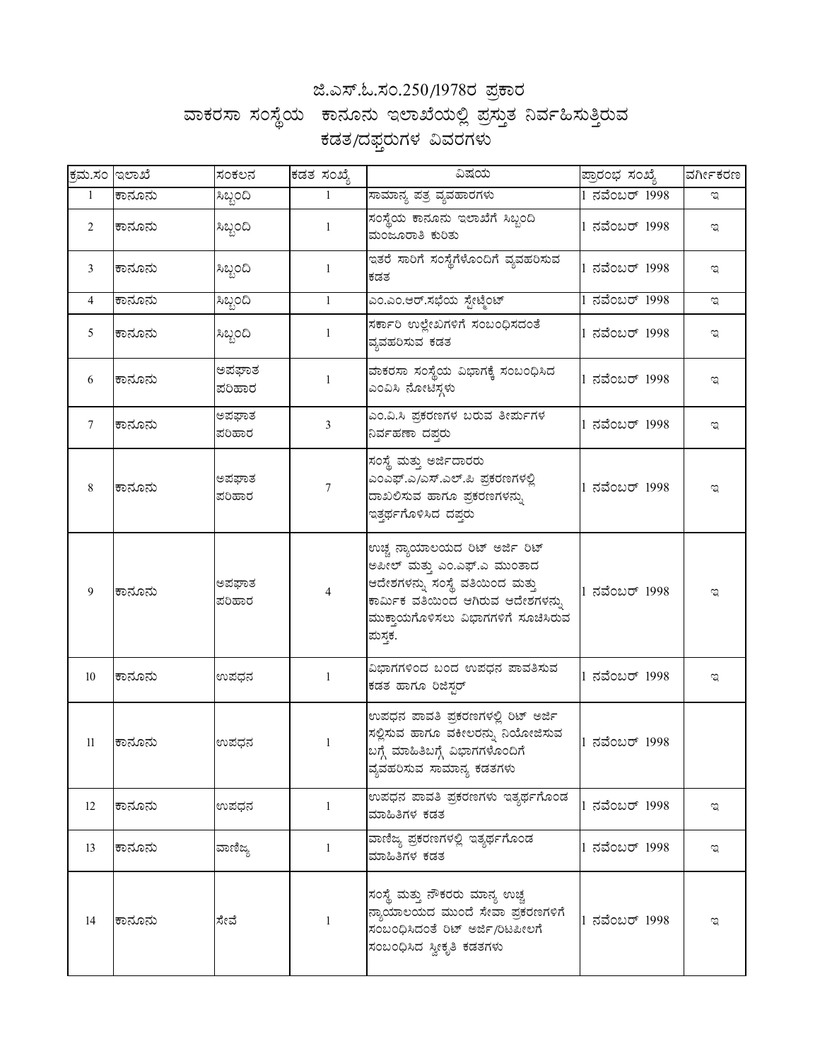# ಜಿ.ಎಸ್.ಓ.ಸಂ.250/1978ರ ಪ್ರಕಾರ
# ವಾಕರಸಾ ಸಂಸ್ಥೆಯ ಕಾನೂನು ಇಲಾಖೆಯಲ್ಲಿ ಪ್ರಸ್ತುತ ನಿರ್ವಹಿಸುತ್ತಿರುವ ಕಡತ/ದಫ್ತರುಗಳ ವಿವರಗಳು

| ಕ್ರಮ.ಸಂ | ಇಲಾಖೆ | ಸಂಕಲನ | ಕಡತ ಸಂಖ್ಯೆ | ವಿಷಯ | ಪ್ರಾರಂಭ ಸಂಖ್ಯೆ | ವರ್ಗೀಕರಣ |
|---|---|---|---|---|---|---|
| 1 | ಕಾನೂನು | ಸಿಬ್ಬಂದಿ | 1 | ಸಾಮಾನ್ಯ ಪತ್ರ ವ್ಯವಹಾರಗಳು | 1 ನವೆಂಬರ್ 1998 | ಇ |
| 2 | ಕಾನೂನು | ಸಿಬ್ಬಂದಿ | 1 | ಸಂಸ್ಥೆಯ ಕಾನೂನು ಇಲಾಖೆಗೆ ಸಿಬ್ಬಂದಿ ಮಂಜೂರಾತಿ ಕುರಿತು | 1 ನವೆಂಬರ್ 1998 | ಇ |
| 3 | ಕಾನೂನು | ಸಿಬ್ಬಂದಿ | 1 | ಇತರೆ ಸಾರಿಗೆ ಸಂಸ್ಥೆಗಳೊಂದಿಗೆ ವ್ಯವಹರಿಸುವ ಕಡತ | 1 ನವೆಂಬರ್ 1998 | ಇ |
| 4 | ಕಾನೂನು | ಸಿಬ್ಬಂದಿ | 1 | ಎಂ.ಎಂ.ಆರ್.ಸಭೆಯ ಸ್ಟೇಟ್ಮೆಂಟ್ | 1 ನವೆಂಬರ್ 1998 | ಇ |
| 5 | ಕಾನೂನು | ಸಿಬ್ಬಂದಿ | 1 | ಸರ್ಕಾರಿ ಉಲ್ಲೇಖಗಳಿಗೆ ಸಂಬಂಧಿಸದಂತೆ ವ್ಯವಹರಿಸುವ ಕಡತ | 1 ನವೆಂಬರ್ 1998 | ಇ |
| 6 | ಕಾನೂನು | ಅಪಘಾತ ಪರಿಹಾರ | 1 | ವಾಕರಸಾ ಸಂಸ್ಥೆಯ ವಿಭಾಗಕ್ಕೆ ಸಂಬಂಧಿಸಿದ ಎಂವಿಸಿ ನೋಟಿಸ್ಗಳು | 1 ನವೆಂಬರ್ 1998 | ಇ |
| 7 | ಕಾನೂನು | ಅಪಘಾತ ಪರಿಹಾರ | 3 | ಎಂ.ವಿ.ಸಿ ಪ್ರಕರಣಗಳ ಬರುವ ತೀರ್ಪುಗಳ ನಿರ್ವಹಣಾ ದಫ್ತರು | 1 ನವೆಂಬರ್ 1998 | ಇ |
| 8 | ಕಾನೂನು | ಅಪಘಾತ ಪರಿಹಾರ | 7 | ಸಂಸ್ಥೆ ಮತ್ತು ಅರ್ಜಿದಾರರು ಎಂಎಫ್.ಎ/ಎಸ್.ಎಲ್.ಪಿ ಪ್ರಕರಣಗಳಲ್ಲಿ ದಾಖಲಿಸುವ ಹಾಗೂ ಪ್ರಕರಣಗಳನ್ನು ಇತ್ಯರ್ಥಗೊಳಿಸಿದ ದಫ್ತರು | 1 ನವೆಂಬರ್ 1998 | ಇ |
| 9 | ಕಾನೂನು | ಅಪಘಾತ ಪರಿಹಾರ | 4 | ಉಚ್ಚ ನ್ಯಾಯಾಲಯದ ರಿಟ್ ಅರ್ಜಿ ರಿಟ್ ಅಪೀಲ್ ಮತ್ತು ಎಂ.ಎಫ್.ಎ ಮುಂತಾದ ಆದೇಶಗಳನ್ನು ಸಂಸ್ಥೆ ವತಿಯಿಂದ ಮತ್ತು ಕಾರ್ಮಿಕ ವತಿಯಿಂದ ಆಗಿರುವ ಆದೇಶಗಳನ್ನು ಮುಕ್ತಾಯಗೊಳಿಸಲು ವಿಭಾಗಗಳಿಗೆ ಸೂಚಿಸಿರುವ ಪುಸ್ತಕ. | 1 ನವೆಂಬರ್ 1998 | ಇ |
| 10 | ಕಾನೂನು | ಉಪಧನ | 1 | ವಿಭಾಗಗಳಿಂದ ಬಂದ ಉಪಧನ ಪಾವತಿಸುವ ಕಡತ ಹಾಗೂ ರಿಜಿಸ್ಟರ್ | 1 ನವೆಂಬರ್ 1998 | ಇ |
| 11 | ಕಾನೂನು | ಉಪಧನ | 1 | ಉಪಧನ ಪಾವತಿ ಪ್ರಕರಣಗಳಲ್ಲಿ ರಿಟ್ ಅರ್ಜಿ ಸಲ್ಲಿಸುವ ಹಾಗೂ ವಕೀಲರನ್ನು ನಿಯೋಜಿಸುವ ಬಗ್ಗೆ ಮಾಹಿತಿಬಗ್ಗೆ ವಿಭಾಗಗಳೊಂದಿಗೆ ವ್ಯವಹರಿಸುವ ಸಾಮಾನ್ಯ ಕಡತಗಳು | 1 ನವೆಂಬರ್ 1998 | ಇ |
| 12 | ಕಾನೂನು | ಉಪಧನ | 1 | ಉಪಧನ ಪಾವತಿ ಪ್ರಕರಣಗಳು ಇತ್ಯರ್ಥಗೊಂಡ ಮಾಹಿತಿಗಳ ಕಡತ | 1 ನವೆಂಬರ್ 1998 | ಇ |
| 13 | ಕಾನೂನು | ವಾಣಿಜ್ಯ | 1 | ವಾಣಿಜ್ಯ ಪ್ರಕರಣಗಳಲ್ಲಿ ಇತ್ಯರ್ಥಗೊಂಡ ಮಾಹಿತಿಗಳ ಕಡತ | 1 ನವೆಂಬರ್ 1998 | ಇ |
| 14 | ಕಾನೂನು | ಸೇವೆ | 1 | ಸಂಸ್ಥೆ ಮತ್ತು ನೌಕರರು ಮಾನ್ಯ ಉಚ್ಚ ನ್ಯಾಯಾಲಯದ ಮುಂದೆ ಸೇವಾ ಪ್ರಕರಣಗಳಿಗೆ ಸಂಬಂಧಿಸಿದಂತೆ ರಿಟ್ ಅರ್ಜಿ/ರಿಟಪೀಲಗೆ ಸಂಬಂಧಿಸಿದ ಸ್ವೀಕೃತಿ ಕಡತಗಳು | 1 ನವೆಂಬರ್ 1998 | ಇ |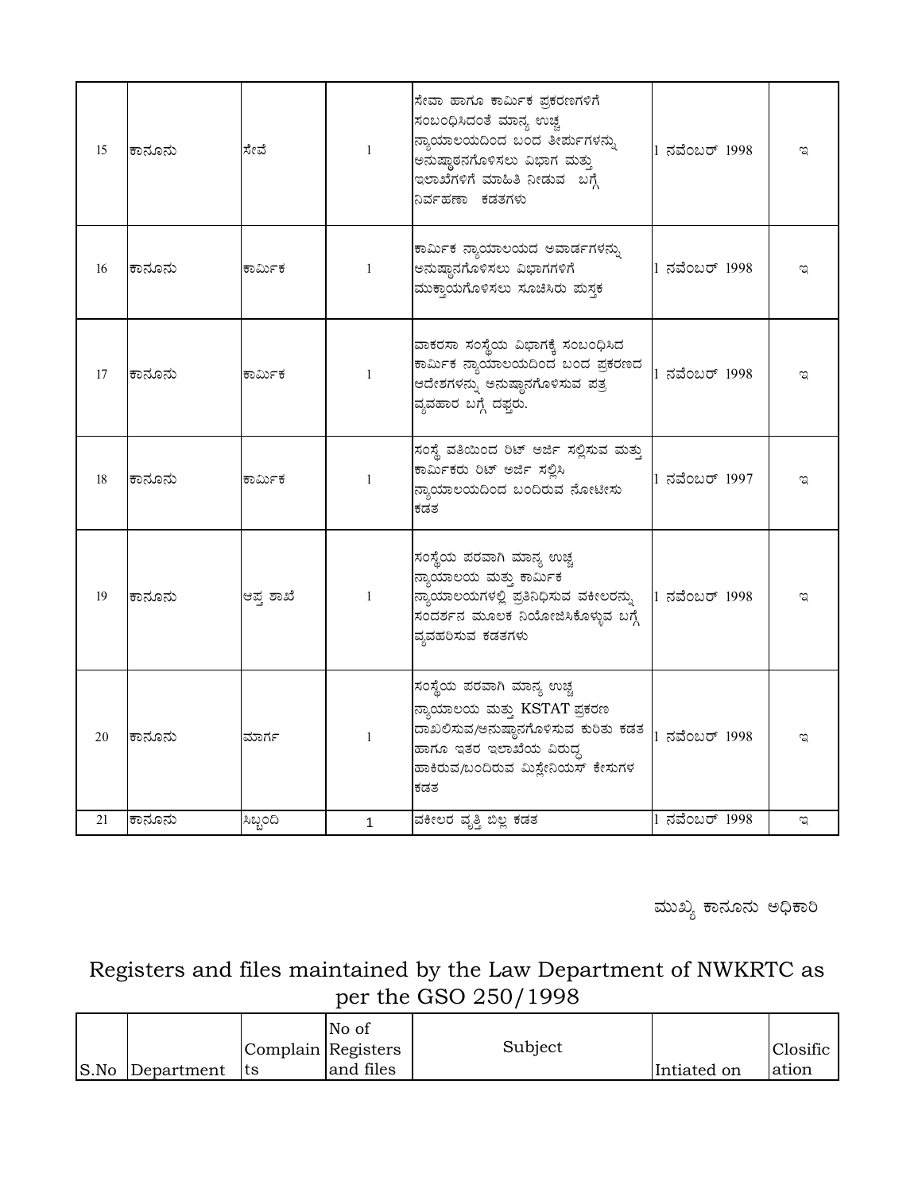| | | | | | | |
|---|---|---|---|---|---|---|
| 15 | ಕಾನೂನು | ಸೇವೆ | 1 | ಸೇವಾ ಹಾಗೂ ಕಾರ್ಮಿಕ ಪ್ರಕರಣಗಳಿಗೆ ಸಂಬಂಧಿಸಿದಂತೆ ಮಾನ್ಯ ಉಚ್ಚ ನ್ಯಾಯಾಲಯದಿಂದ ಬಂದ ತೀರ್ಪುಗಳನ್ನು ಅನುಷ್ಠಾನಗೊಳಿಸಲು ವಿಭಾಗ ಮತ್ತು ಇಲಾಖೆಗಳಿಗೆ ಮಾಹಿತಿ ನೀಡುವ ಬಗ್ಗೆ ನಿರ್ವಹಣಾ ಕಡತಗಳು | 1 ನವೆಂಬರ್ 1998 | ಇ |
| 16 | ಕಾನೂನು | ಕಾರ್ಮಿಕ | 1 | ಕಾರ್ಮಿಕ ನ್ಯಾಯಾಲಯದ ಅವಾರ್ಡಗಳನ್ನು ಅನುಷ್ಠಾನಗೊಳಿಸಲು ವಿಭಾಗಗಳಿಗೆ ಮುಕ್ತಾಯಗೊಳಿಸಲು ಸೂಚಿಸಿರು ಪುಸ್ತಕ | 1 ನವೆಂಬರ್ 1998 | ಇ |
| 17 | ಕಾನೂನು | ಕಾರ್ಮಿಕ | 1 | ವಾಕರಸಾ ಸಂಸ್ಥೆಯ ವಿಭಾಗಕ್ಕೆ ಸಂಬಂಧಿಸಿದ ಕಾರ್ಮಿಕ ನ್ಯಾಯಾಲಯದಿಂದ ಬಂದ ಪ್ರಕರಣದ ಆದೇಶಗಳನ್ನು ಅನುಷ್ಠಾನಗೊಳಿಸುವ ಪತ್ರ ವ್ಯವಹಾರ ಬಗ್ಗೆ ದಫ್ತರು. | 1 ನವೆಂಬರ್ 1998 | ಇ |
| 18 | ಕಾನೂನು | ಕಾರ್ಮಿಕ | 1 | ಸಂಸ್ಥೆ ವತಿಯಿಂದ ರಿಟ್ ಅರ್ಜಿ ಸಲ್ಲಿಸುವ ಮತ್ತು ಕಾರ್ಮಿಕರು ರಿಟ್ ಅರ್ಜಿ ಸಲ್ಲಿಸಿ ನ್ಯಾಯಾಲಯದಿಂದ ಬಂದಿರುವ ನೋಟೀಸು ಕಡತ | 1 ನವೆಂಬರ್ 1997 | ಇ |
| 19 | ಕಾನೂನು | ಆಪ್ತ ಶಾಖೆ | 1 | ಸಂಸ್ಥೆಯ ಪರವಾಗಿ ಮಾನ್ಯ ಉಚ್ಚ ನ್ಯಾಯಾಲಯ ಮತ್ತು ಕಾರ್ಮಿಕ ನ್ಯಾಯಾಲಯಗಳಲ್ಲಿ ಪ್ರತಿನಿಧಿಸುವ ವಕೀಲರನ್ನು ಸಂದರ್ಶನ ಮೂಲಕ ನಿಯೋಜಿಸಿಕೊಳ್ಳುವ ಬಗ್ಗೆ ವ್ಯವಹರಿಸುವ ಕಡತಗಳು | 1 ನವೆಂಬರ್ 1998 | ಇ |
| 20 | ಕಾನೂನು | ಮಾರ್ಗ | 1 | ಸಂಸ್ಥೆಯ ಪರವಾಗಿ ಮಾನ್ಯ ಉಚ್ಚ ನ್ಯಾಯಾಲಯ ಮತ್ತು KSTAT ಪ್ರಕರಣ ದಾಖಲಿಸುವ/ಅನುಷ್ಠಾನಗೊಳಿಸುವ ಕುರಿತು ಕಡತ ಹಾಗೂ ಇತರ ಇಲಾಖೆಯ ವಿರುದ್ಧ ಹಾಕಿರುವ/ಬಂದಿರುವ ಮಿಸ್ಲೇನಿಯಸ್ ಕೇಸುಗಳ ಕಡತ | 1 ನವೆಂಬರ್ 1998 | ಇ |
| 21 | ಕಾನೂನು | ಸಿಬ್ಬಂದಿ | 1 | ವಕೀಲರ ವೃತ್ತಿ ಬಿಲ್ಲ ಕಡತ | 1 ನವೆಂಬರ್ 1998 | ಇ |

ಮುಖ್ಯ ಕಾನೂನು ಅಧಿಕಾರಿ

## Registers and files maintained by the Law Department of NWKRTC as per the GSO 250/1998

| S.No | Department | Complaints | No of Registers and files | Subject | Intiated on | Closification |
|---|---|---|---|---|---|---|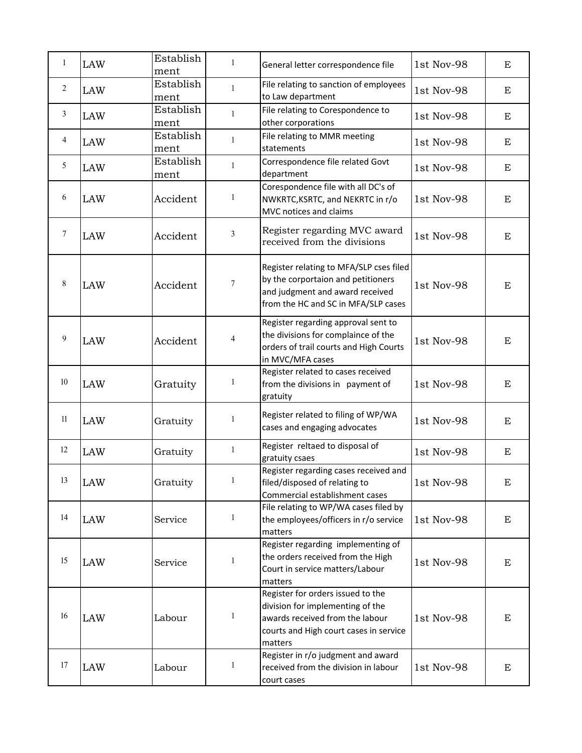| 1 | LAW | Establishment | 1 | General letter correspondence file | 1st Nov-98 | E |
|---|---|---|---|---|---|---|
| 2 | LAW | Establishment | 1 | File relating to sanction of employees to Law department | 1st Nov-98 | E |
| 3 | LAW | Establishment | 1 | File relating to Corespondence to other corporations | 1st Nov-98 | E |
| 4 | LAW | Establishment | 1 | File relating to MMR meeting statements | 1st Nov-98 | E |
| 5 | LAW | Establishment | 1 | Correspondence file related Govt department | 1st Nov-98 | E |
| 6 | LAW | Accident | 1 | Corespondence file with all DC's of NWKRTC,KSRTC, and NEKRTC in r/o MVC notices and claims | 1st Nov-98 | E |
| 7 | LAW | Accident | 3 | Register regarding MVC award received from the divisions | 1st Nov-98 | E |
| 8 | LAW | Accident | 7 | Register relating to MFA/SLP cses filed by the corportaion and petitioners and judgment and award received from the HC and SC in MFA/SLP cases | 1st Nov-98 | E |
| 9 | LAW | Accident | 4 | Register regarding approval sent to the divisions for complaince of the orders of trail courts and High Courts in MVC/MFA cases | 1st Nov-98 | E |
| 10 | LAW | Gratuity | 1 | Register related to cases received from the divisions in payment of gratuity | 1st Nov-98 | E |
| 11 | LAW | Gratuity | 1 | Register related to filing of WP/WA cases and engaging advocates | 1st Nov-98 | E |
| 12 | LAW | Gratuity | 1 | Register reltaed to disposal of gratuity csaes | 1st Nov-98 | E |
| 13 | LAW | Gratuity | 1 | Register regarding cases received and filed/disposed of relating to Commercial establishment cases | 1st Nov-98 | E |
| 14 | LAW | Service | 1 | File relating to WP/WA cases filed by the employees/officers in r/o service matters | 1st Nov-98 | E |
| 15 | LAW | Service | 1 | Register regarding implementing of the orders received from the High Court in service matters/Labour matters | 1st Nov-98 | E |
| 16 | LAW | Labour | 1 | Register for orders issued to the division for implementing of the awards received from the labour courts and High court cases in service matters | 1st Nov-98 | E |
| 17 | LAW | Labour | 1 | Register in r/o judgment and award received from the division in labour court cases | 1st Nov-98 | E |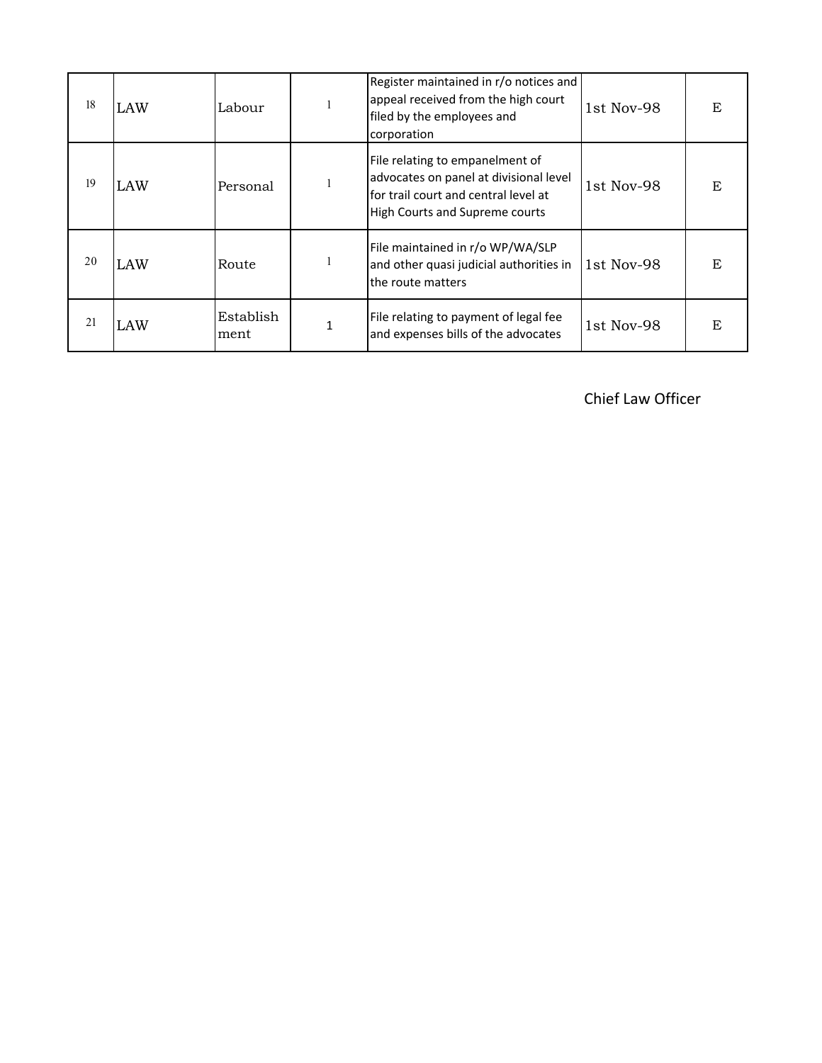| | | | | | | |
|---|---|---|---|---|---|---|
| 18 | LAW | Labour | 1 | Register maintained in r/o notices and appeal received from the high court filed by the employees and corporation | 1st Nov-98 | E |
| 19 | LAW | Personal | 1 | File relating to empanelment of advocates on panel at divisional level for trail court and central level at High Courts and Supreme courts | 1st Nov-98 | E |
| 20 | LAW | Route | 1 | File maintained in r/o WP/WA/SLP and other quasi judicial authorities in the route matters | 1st Nov-98 | E |
| 21 | LAW | Establishment | 1 | File relating to payment of legal fee and expenses bills of the advocates | 1st Nov-98 | E |

Chief Law Officer